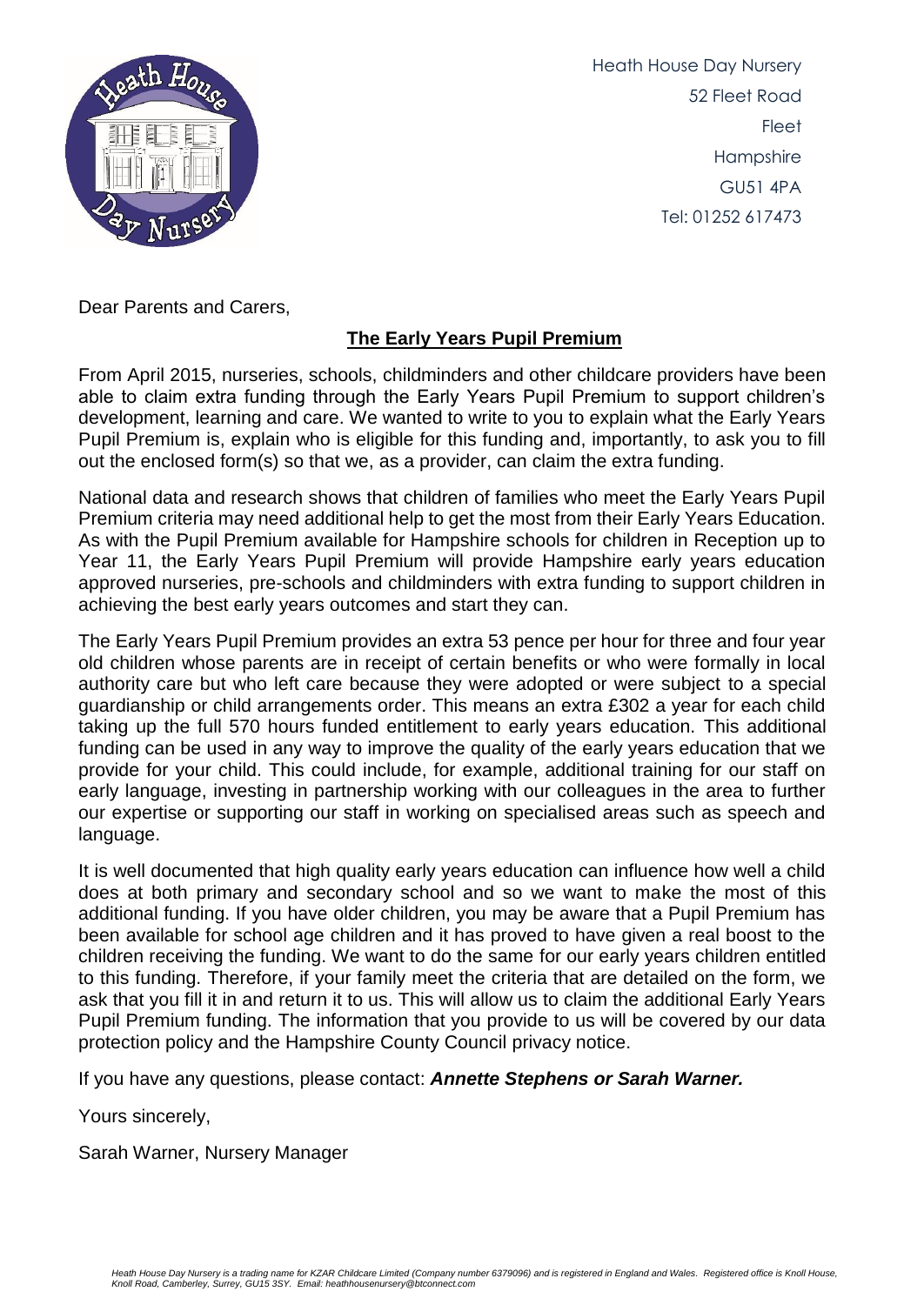Heath House Day Nursery
52 Fleet Road
Fleet
Hampshire
GU51 4PA
Tel: 01252 617473

Dear Parents and Carers,

## The Early Years Pupil Premium

From April 2015, nurseries, schools, childminders and other childcare providers have been able to claim extra funding through the Early Years Pupil Premium to support children's development, learning and care. We wanted to write to you to explain what the Early Years Pupil Premium is, explain who is eligible for this funding and, importantly, to ask you to fill out the enclosed form(s) so that we, as a provider, can claim the extra funding.

National data and research shows that children of families who meet the Early Years Pupil Premium criteria may need additional help to get the most from their Early Years Education. As with the Pupil Premium available for Hampshire schools for children in Reception up to Year 11, the Early Years Pupil Premium will provide Hampshire early years education approved nurseries, pre-schools and childminders with extra funding to support children in achieving the best early years outcomes and start they can.

The Early Years Pupil Premium provides an extra 53 pence per hour for three and four year old children whose parents are in receipt of certain benefits or who were formally in local authority care but who left care because they were adopted or were subject to a special guardianship or child arrangements order. This means an extra £302 a year for each child taking up the full 570 hours funded entitlement to early years education. This additional funding can be used in any way to improve the quality of the early years education that we provide for your child. This could include, for example, additional training for our staff on early language, investing in partnership working with our colleagues in the area to further our expertise or supporting our staff in working on specialised areas such as speech and language.

It is well documented that high quality early years education can influence how well a child does at both primary and secondary school and so we want to make the most of this additional funding. If you have older children, you may be aware that a Pupil Premium has been available for school age children and it has proved to have given a real boost to the children receiving the funding. We want to do the same for our early years children entitled to this funding. Therefore, if your family meet the criteria that are detailed on the form, we ask that you fill it in and return it to us. This will allow us to claim the additional Early Years Pupil Premium funding. The information that you provide to us will be covered by our data protection policy and the Hampshire County Council privacy notice.

If you have any questions, please contact: ***Annette Stephens or Sarah Warner.***

Yours sincerely,

Sarah Warner, Nursery Manager

*Heath House Day Nursery is a trading name for KZAR Childcare Limited (Company number 6379096) and is registered in England and Wales. Registered office is Knoll House, Knoll Road, Camberley, Surrey, GU15 3SY. Email: heathhousenursery@btconnect.com*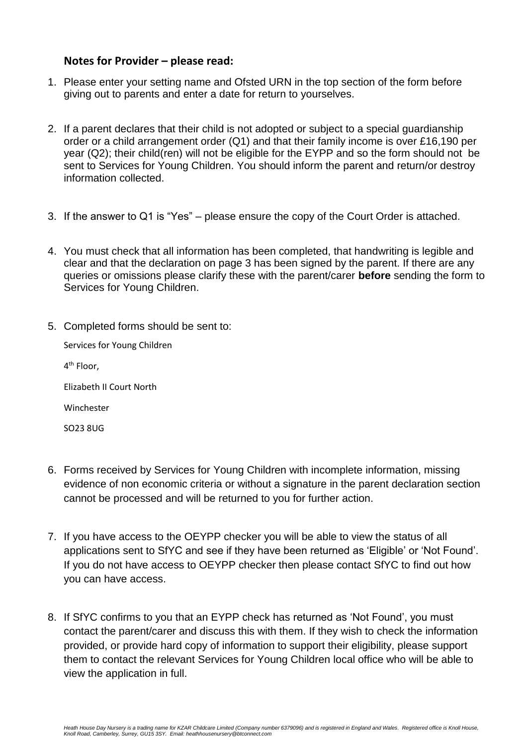### Notes for Provider – please read:

1. Please enter your setting name and Ofsted URN in the top section of the form before giving out to parents and enter a date for return to yourselves.

2. If a parent declares that their child is not adopted or subject to a special guardianship order or a child arrangement order (Q1) and that their family income is over £16,190 per year (Q2); their child(ren) will not be eligible for the EYPP and so the form should not be sent to Services for Young Children. You should inform the parent and return/or destroy information collected.

3. If the answer to Q1 is "Yes" – please ensure the copy of the Court Order is attached.

4. You must check that all information has been completed, that handwriting is legible and clear and that the declaration on page 3 has been signed by the parent. If there are any queries or omissions please clarify these with the parent/carer **before** sending the form to Services for Young Children.

5. Completed forms should be sent to:

   Services for Young Children

   4th Floor,

   Elizabeth II Court North

   Winchester

   SO23 8UG

6. Forms received by Services for Young Children with incomplete information, missing evidence of non economic criteria or without a signature in the parent declaration section cannot be processed and will be returned to you for further action.

7. If you have access to the OEYPP checker you will be able to view the status of all applications sent to SfYC and see if they have been returned as 'Eligible' or 'Not Found'. If you do not have access to OEYPP checker then please contact SfYC to find out how you can have access.

8. If SfYC confirms to you that an EYPP check has returned as 'Not Found', you must contact the parent/carer and discuss this with them. If they wish to check the information provided, or provide hard copy of information to support their eligibility, please support them to contact the relevant Services for Young Children local office who will be able to view the application in full.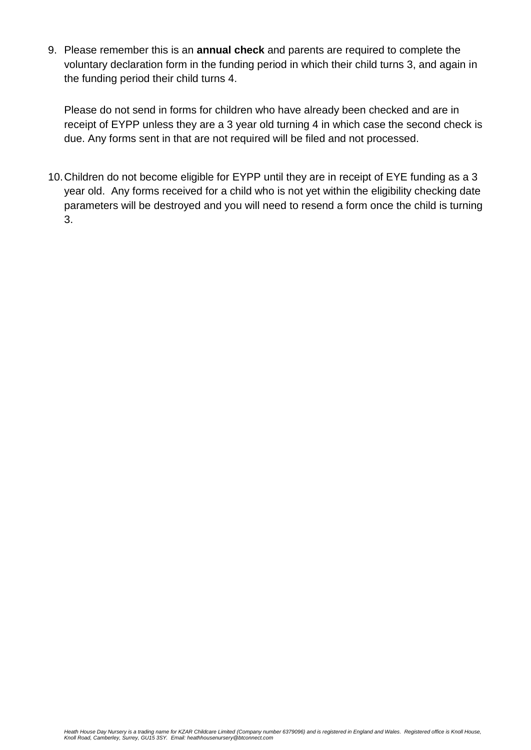9. Please remember this is an **annual check** and parents are required to complete the voluntary declaration form in the funding period in which their child turns 3, and again in the funding period their child turns 4.

   Please do not send in forms for children who have already been checked and are in receipt of EYPP unless they are a 3 year old turning 4 in which case the second check is due. Any forms sent in that are not required will be filed and not processed.

10. Children do not become eligible for EYPP until they are in receipt of EYE funding as a 3 year old. Any forms received for a child who is not yet within the eligibility checking date parameters will be destroyed and you will need to resend a form once the child is turning 3.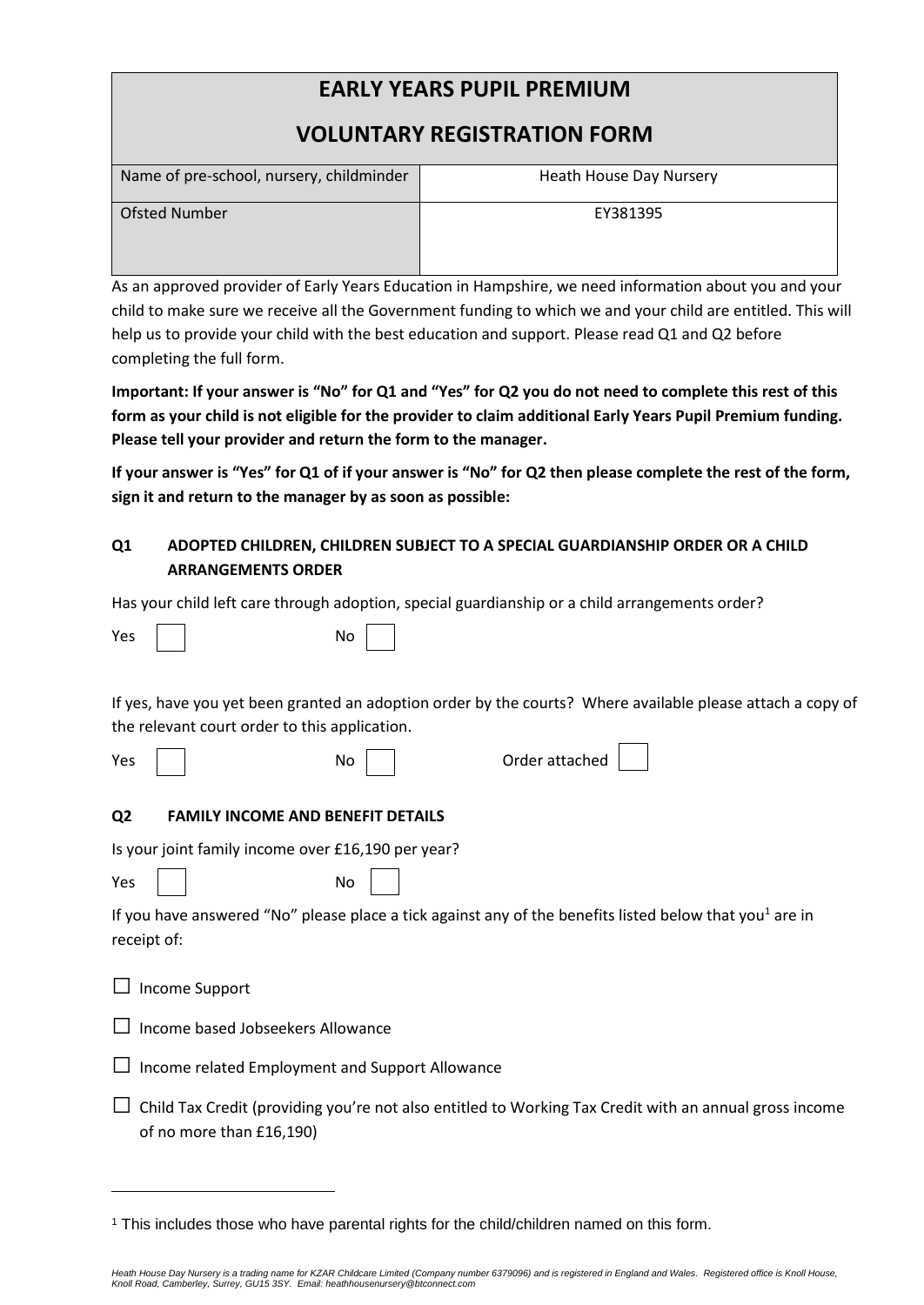# EARLY YEARS PUPIL PREMIUM

## VOLUNTARY REGISTRATION FORM

| Name of pre-school, nursery, childminder | Heath House Day Nursery |
| --- | --- |
| Ofsted Number | EY381395 |

As an approved provider of Early Years Education in Hampshire, we need information about you and your child to make sure we receive all the Government funding to which we and your child are entitled. This will help us to provide your child with the best education and support. Please read Q1 and Q2 before completing the full form.

**Important: If your answer is "No" for Q1 and "Yes" for Q2 you do not need to complete this rest of this form as your child is not eligible for the provider to claim additional Early Years Pupil Premium funding. Please tell your provider and return the form to the manager.**

**If your answer is "Yes" for Q1 of if your answer is "No" for Q2 then please complete the rest of the form, sign it and return to the manager by as soon as possible:**

### Q1 ADOPTED CHILDREN, CHILDREN SUBJECT TO A SPECIAL GUARDIANSHIP ORDER OR A CHILD ARRANGEMENTS ORDER

Has your child left care through adoption, special guardianship or a child arrangements order?

Yes ☐ No ☐

If yes, have you yet been granted an adoption order by the courts? Where available please attach a copy of the relevant court order to this application.

Yes ☐ No ☐ Order attached ☐

### Q2 FAMILY INCOME AND BENEFIT DETAILS

Is your joint family income over £16,190 per year?

Yes ☐ No ☐

If you have answered "No" please place a tick against any of the benefits listed below that you[1] are in receipt of:

☐ Income Support

☐ Income based Jobseekers Allowance

☐ Income related Employment and Support Allowance

☐ Child Tax Credit (providing you're not also entitled to Working Tax Credit with an annual gross income of no more than £16,190)

---

[1] This includes those who have parental rights for the child/children named on this form.

*Heath House Day Nursery is a trading name for KZAR Childcare Limited (Company number 6379096) and is registered in England and Wales. Registered office is Knoll House, Knoll Road, Camberley, Surrey, GU15 3SY. Email: heathhousenursery@btconnect.com*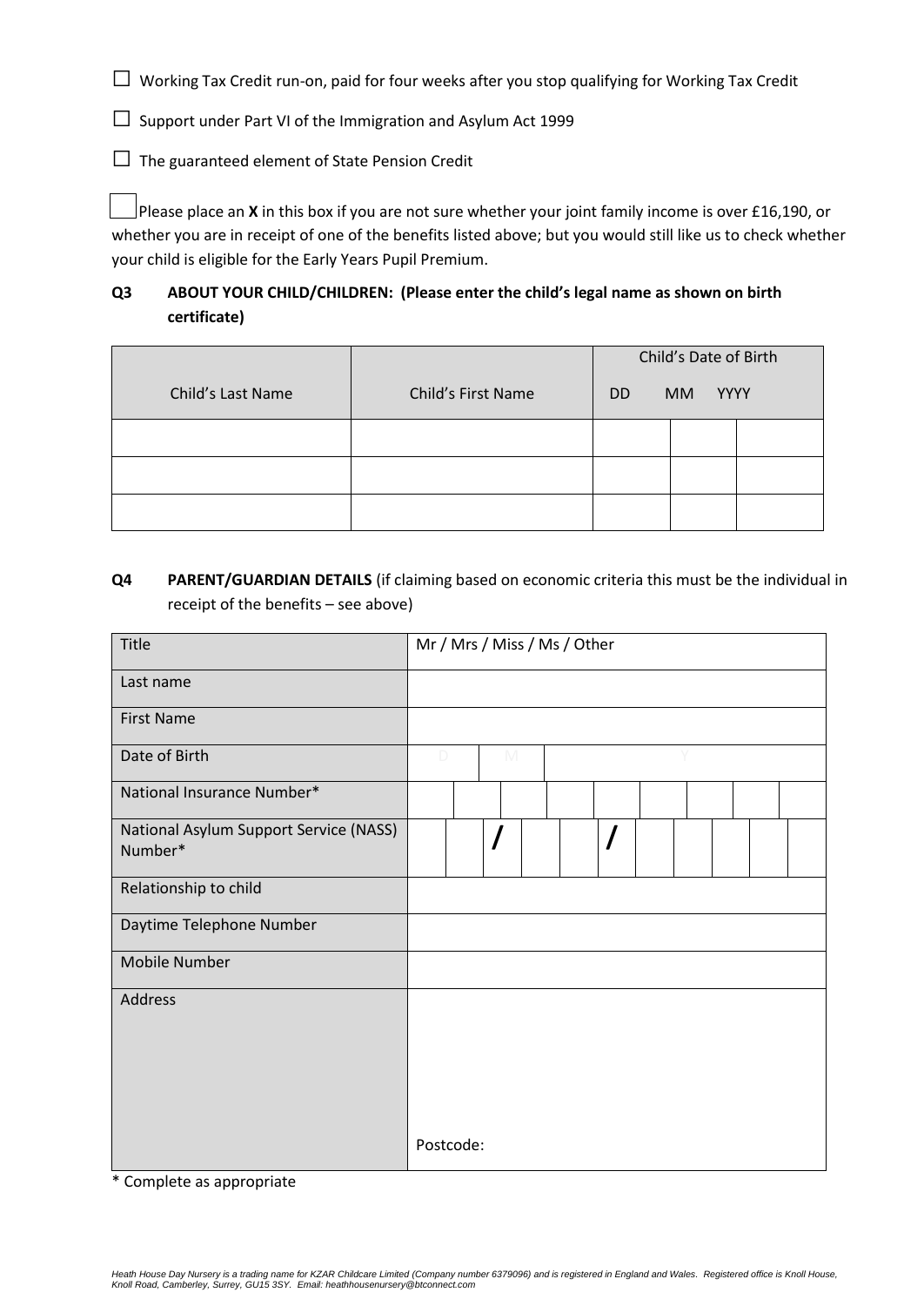☐ Working Tax Credit run-on, paid for four weeks after you stop qualifying for Working Tax Credit

☐ Support under Part VI of the Immigration and Asylum Act 1999

☐ The guaranteed element of State Pension Credit

☐ Please place an **X** in this box if you are not sure whether your joint family income is over £16,190, or whether you are in receipt of one of the benefits listed above; but you would still like us to check whether your child is eligible for the Early Years Pupil Premium.

**Q3 ABOUT YOUR CHILD/CHILDREN: (Please enter the child's legal name as shown on birth certificate)**

| Child's Last Name | Child's First Name | Child's Date of Birth DD | MM | YYYY |
|---|---|---|---|---|
| | | | | |
| | | | | |
| | | | | |

**Q4 PARENT/GUARDIAN DETAILS** (if claiming based on economic criteria this must be the individual in receipt of the benefits – see above)

| | |
|---|---|
| Title | Mr / Mrs / Miss / Ms / Other |
| Last name | |
| First Name | |
| Date of Birth | D M Y |
| National Insurance Number* | |
| National Asylum Support Service (NASS) Number* | / / |
| Relationship to child | |
| Daytime Telephone Number | |
| Mobile Number | |
| Address | Postcode: |

* Complete as appropriate

*Heath House Day Nursery is a trading name for KZAR Childcare Limited (Company number 6379096) and is registered in England and Wales. Registered office is Knoll House, Knoll Road, Camberley, Surrey, GU15 3SY. Email: heathhousenursery@btconnect.com*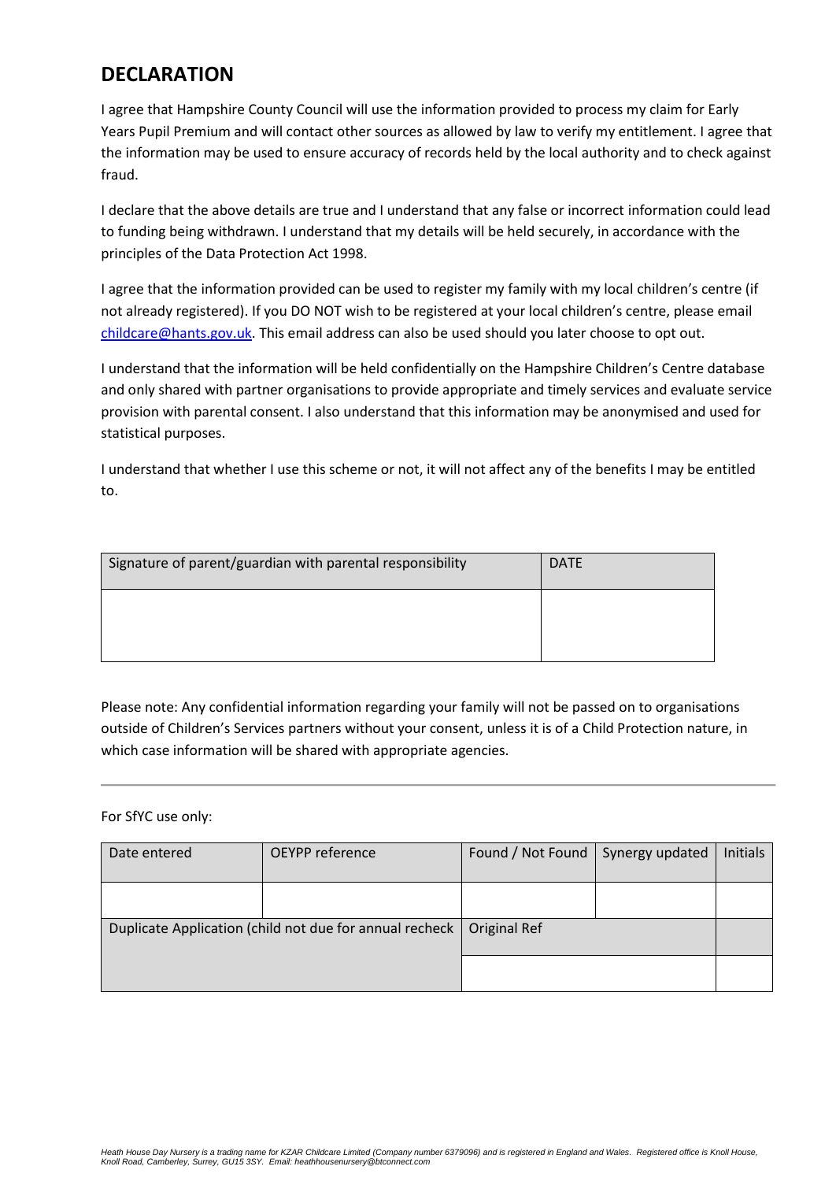## DECLARATION

I agree that Hampshire County Council will use the information provided to process my claim for Early Years Pupil Premium and will contact other sources as allowed by law to verify my entitlement. I agree that the information may be used to ensure accuracy of records held by the local authority and to check against fraud.

I declare that the above details are true and I understand that any false or incorrect information could lead to funding being withdrawn. I understand that my details will be held securely, in accordance with the principles of the Data Protection Act 1998.

I agree that the information provided can be used to register my family with my local children's centre (if not already registered). If you DO NOT wish to be registered at your local children's centre, please email childcare@hants.gov.uk. This email address can also be used should you later choose to opt out.

I understand that the information will be held confidentially on the Hampshire Children's Centre database and only shared with partner organisations to provide appropriate and timely services and evaluate service provision with parental consent. I also understand that this information may be anonymised and used for statistical purposes.

I understand that whether I use this scheme or not, it will not affect any of the benefits I may be entitled to.

| Signature of parent/guardian with parental responsibility | DATE |
|---|---|
| | |

Please note: Any confidential information regarding your family will not be passed on to organisations outside of Children's Services partners without your consent, unless it is of a Child Protection nature, in which case information will be shared with appropriate agencies.

---

For SfYC use only:

| Date entered | OEYPP reference | Found / Not Found | Synergy updated | Initials |
|---|---|---|---|---|
| | | | | |
| Duplicate Application (child not due for annual recheck | | Original Ref | | |
| | | | | |